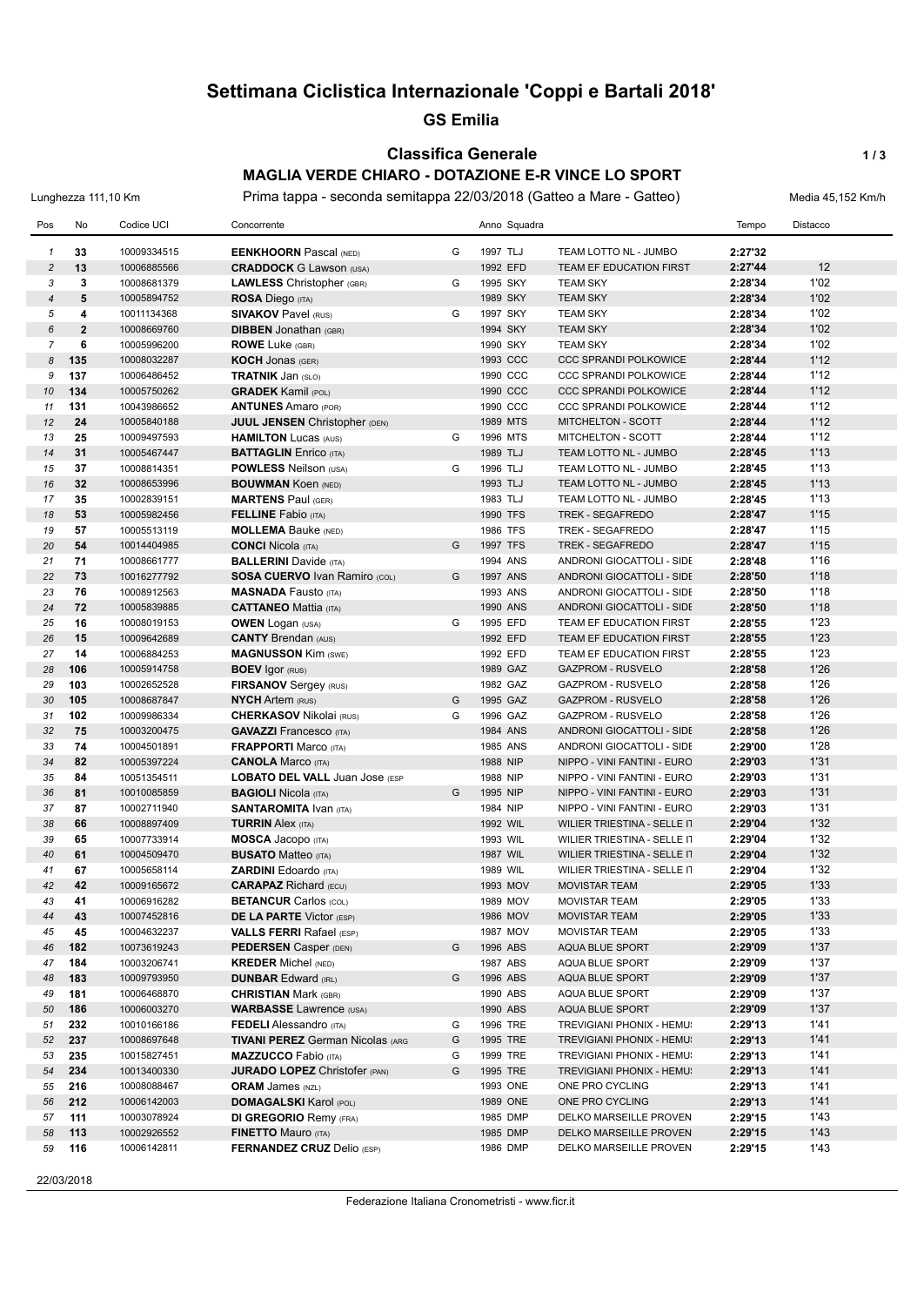# Settimana Ciclistica Internazionale 'Coppi e Bartali 2018'

## GS Emilia

### Classifica Generale

### MAGLIA VERDE CHIARO - DOTAZIONE E-R VINCE LO SPORT

Lunghezza 111,10 Km — Prima tappa - seconda semitappa 22/03/2018 (Gatteo a Mare - Gatteo) — Media 45,152 Km/h

| Pos | No | Codice UCI | Concorrente | | Anno | Squadra | | Tempo | Distacco |
|---|---|---|---|---|---|---|---|---|---|
| 1 | 33 | 10009334515 | **EENKHOORN** Pascal (NED) | G | 1997 | TLJ | TEAM LOTTO NL - JUMBO | 2:27'32 | |
| 2 | 13 | 10006885566 | **CRADDOCK** G Lawson (USA) | | 1992 | EFD | TEAM EF EDUCATION FIRST | 2:27'44 | 12 |
| 3 | 3 | 10008681379 | **LAWLESS** Christopher (GBR) | G | 1995 | SKY | TEAM SKY | 2:28'34 | 1'02 |
| 4 | 5 | 10005894752 | **ROSA** Diego (ITA) | | 1989 | SKY | TEAM SKY | 2:28'34 | 1'02 |
| 5 | 4 | 10011134368 | **SIVAKOV** Pavel (RUS) | G | 1997 | SKY | TEAM SKY | 2:28'34 | 1'02 |
| 6 | 2 | 10008669760 | **DIBBEN** Jonathan (GBR) | | 1994 | SKY | TEAM SKY | 2:28'34 | 1'02 |
| 7 | 6 | 10005996200 | **ROWE** Luke (GBR) | | 1990 | SKY | TEAM SKY | 2:28'34 | 1'02 |
| 8 | 135 | 10008032287 | **KOCH** Jonas (GER) | | 1993 | CCC | CCC SPRANDI POLKOWICE | 2:28'44 | 1'12 |
| 9 | 137 | 10006486452 | **TRATNIK** Jan (SLO) | | 1990 | CCC | CCC SPRANDI POLKOWICE | 2:28'44 | 1'12 |
| 10 | 134 | 10005750262 | **GRADEK** Kamil (POL) | | 1990 | CCC | CCC SPRANDI POLKOWICE | 2:28'44 | 1'12 |
| 11 | 131 | 10043986652 | **ANTUNES** Amaro (POR) | | 1990 | CCC | CCC SPRANDI POLKOWICE | 2:28'44 | 1'12 |
| 12 | 24 | 10005840188 | **JUUL JENSEN** Christopher (DEN) | | 1989 | MTS | MITCHELTON - SCOTT | 2:28'44 | 1'12 |
| 13 | 25 | 10009497593 | **HAMILTON** Lucas (AUS) | G | 1996 | MTS | MITCHELTON - SCOTT | 2:28'44 | 1'12 |
| 14 | 31 | 10005467447 | **BATTAGLIN** Enrico (ITA) | | 1989 | TLJ | TEAM LOTTO NL - JUMBO | 2:28'45 | 1'13 |
| 15 | 37 | 10008814351 | **POWLESS** Neilson (USA) | G | 1996 | TLJ | TEAM LOTTO NL - JUMBO | 2:28'45 | 1'13 |
| 16 | 32 | 10008653996 | **BOUWMAN** Koen (NED) | | 1993 | TLJ | TEAM LOTTO NL - JUMBO | 2:28'45 | 1'13 |
| 17 | 35 | 10002839151 | **MARTENS** Paul (GER) | | 1983 | TLJ | TEAM LOTTO NL - JUMBO | 2:28'45 | 1'13 |
| 18 | 53 | 10005982456 | **FELLINE** Fabio (ITA) | | 1990 | TFS | TREK - SEGAFREDO | 2:28'47 | 1'15 |
| 19 | 57 | 10005513119 | **MOLLEMA** Bauke (NED) | | 1986 | TFS | TREK - SEGAFREDO | 2:28'47 | 1'15 |
| 20 | 54 | 10014404985 | **CONCI** Nicola (ITA) | G | 1997 | TFS | TREK - SEGAFREDO | 2:28'47 | 1'15 |
| 21 | 71 | 10008661777 | **BALLERINI** Davide (ITA) | | 1994 | ANS | ANDRONI GIOCATTOLI - SIDE | 2:28'48 | 1'16 |
| 22 | 73 | 10016277792 | **SOSA CUERVO** Ivan Ramiro (COL) | G | 1997 | ANS | ANDRONI GIOCATTOLI - SIDE | 2:28'50 | 1'18 |
| 23 | 76 | 10008912563 | **MASNADA** Fausto (ITA) | | 1993 | ANS | ANDRONI GIOCATTOLI - SIDE | 2:28'50 | 1'18 |
| 24 | 72 | 10005839885 | **CATTANEO** Mattia (ITA) | | 1990 | ANS | ANDRONI GIOCATTOLI - SIDE | 2:28'50 | 1'18 |
| 25 | 16 | 10008019153 | **OWEN** Logan (USA) | G | 1995 | EFD | TEAM EF EDUCATION FIRST | 2:28'55 | 1'23 |
| 26 | 15 | 10009642689 | **CANTY** Brendan (AUS) | | 1992 | EFD | TEAM EF EDUCATION FIRST | 2:28'55 | 1'23 |
| 27 | 14 | 10006884253 | **MAGNUSSON** Kim (SWE) | | 1992 | EFD | TEAM EF EDUCATION FIRST | 2:28'55 | 1'23 |
| 28 | 106 | 10005914758 | **BOEV** Igor (RUS) | | 1989 | GAZ | GAZPROM - RUSVELO | 2:28'58 | 1'26 |
| 29 | 103 | 10002652528 | **FIRSANOV** Sergey (RUS) | | 1982 | GAZ | GAZPROM - RUSVELO | 2:28'58 | 1'26 |
| 30 | 105 | 10008687847 | **NYCH** Artem (RUS) | G | 1995 | GAZ | GAZPROM - RUSVELO | 2:28'58 | 1'26 |
| 31 | 102 | 10009986334 | **CHERKASOV** Nikolai (RUS) | G | 1996 | GAZ | GAZPROM - RUSVELO | 2:28'58 | 1'26 |
| 32 | 75 | 10003200475 | **GAVAZZI** Francesco (ITA) | | 1984 | ANS | ANDRONI GIOCATTOLI - SIDE | 2:28'58 | 1'26 |
| 33 | 74 | 10004501891 | **FRAPPORTI** Marco (ITA) | | 1985 | ANS | ANDRONI GIOCATTOLI - SIDE | 2:29'00 | 1'28 |
| 34 | 82 | 10005397224 | **CANOLA** Marco (ITA) | | 1988 | NIP | NIPPO - VINI FANTINI - EURO | 2:29'03 | 1'31 |
| 35 | 84 | 10051354511 | **LOBATO DEL VALL** Juan Jose (ESP | | 1988 | NIP | NIPPO - VINI FANTINI - EURO | 2:29'03 | 1'31 |
| 36 | 81 | 10010085859 | **BAGIOLI** Nicola (ITA) | G | 1995 | NIP | NIPPO - VINI FANTINI - EURO | 2:29'03 | 1'31 |
| 37 | 87 | 10002711940 | **SANTAROMITA** Ivan (ITA) | | 1984 | NIP | NIPPO - VINI FANTINI - EURO | 2:29'03 | 1'31 |
| 38 | 66 | 10008897409 | **TURRIN** Alex (ITA) | | 1992 | WIL | WILIER TRIESTINA - SELLE IT | 2:29'04 | 1'32 |
| 39 | 65 | 10007733914 | **MOSCA** Jacopo (ITA) | | 1993 | WIL | WILIER TRIESTINA - SELLE IT | 2:29'04 | 1'32 |
| 40 | 61 | 10004509470 | **BUSATO** Matteo (ITA) | | 1987 | WIL | WILIER TRIESTINA - SELLE IT | 2:29'04 | 1'32 |
| 41 | 67 | 10005658114 | **ZARDINI** Edoardo (ITA) | | 1989 | WIL | WILIER TRIESTINA - SELLE IT | 2:29'04 | 1'32 |
| 42 | 42 | 10009165672 | **CARAPAZ** Richard (ECU) | | 1993 | MOV | MOVISTAR TEAM | 2:29'05 | 1'33 |
| 43 | 41 | 10006916282 | **BETANCUR** Carlos (COL) | | 1989 | MOV | MOVISTAR TEAM | 2:29'05 | 1'33 |
| 44 | 43 | 10007452816 | **DE LA PARTE** Victor (ESP) | | 1986 | MOV | MOVISTAR TEAM | 2:29'05 | 1'33 |
| 45 | 45 | 10004632237 | **VALLS FERRI** Rafael (ESP) | | 1987 | MOV | MOVISTAR TEAM | 2:29'05 | 1'33 |
| 46 | 182 | 10073619243 | **PEDERSEN** Casper (DEN) | G | 1996 | ABS | AQUA BLUE SPORT | 2:29'09 | 1'37 |
| 47 | 184 | 10003206741 | **KREDER** Michel (NED) | | 1987 | ABS | AQUA BLUE SPORT | 2:29'09 | 1'37 |
| 48 | 183 | 10009793950 | **DUNBAR** Edward (IRL) | G | 1996 | ABS | AQUA BLUE SPORT | 2:29'09 | 1'37 |
| 49 | 181 | 10006468870 | **CHRISTIAN** Mark (GBR) | | 1990 | ABS | AQUA BLUE SPORT | 2:29'09 | 1'37 |
| 50 | 186 | 10006003270 | **WARBASSE** Lawrence (USA) | | 1990 | ABS | AQUA BLUE SPORT | 2:29'09 | 1'37 |
| 51 | 232 | 10010166186 | **FEDELI** Alessandro (ITA) | G | 1996 | TRE | TREVIGIANI PHONIX - HEMU! | 2:29'13 | 1'41 |
| 52 | 237 | 10008697648 | **TIVANI PEREZ** German Nicolas (ARG | G | 1995 | TRE | TREVIGIANI PHONIX - HEMU! | 2:29'13 | 1'41 |
| 53 | 235 | 10015827451 | **MAZZUCCO** Fabio (ITA) | G | 1999 | TRE | TREVIGIANI PHONIX - HEMU! | 2:29'13 | 1'41 |
| 54 | 234 | 10013400330 | **JURADO LOPEZ** Christofer (PAN) | G | 1995 | TRE | TREVIGIANI PHONIX - HEMU! | 2:29'13 | 1'41 |
| 55 | 216 | 10008088467 | **ORAM** James (NZL) | | 1993 | ONE | ONE PRO CYCLING | 2:29'13 | 1'41 |
| 56 | 212 | 10006142003 | **DOMAGALSKI** Karol (POL) | | 1989 | ONE | ONE PRO CYCLING | 2:29'13 | 1'41 |
| 57 | 111 | 10003078924 | **DI GREGORIO** Remy (FRA) | | 1985 | DMP | DELKO MARSEILLE PROVEN | 2:29'15 | 1'43 |
| 58 | 113 | 10002926552 | **FINETTO** Mauro (ITA) | | 1985 | DMP | DELKO MARSEILLE PROVEN | 2:29'15 | 1'43 |
| 59 | 116 | 10006142811 | **FERNANDEZ CRUZ** Delio (ESP) | | 1986 | DMP | DELKO MARSEILLE PROVEN | 2:29'15 | 1'43 |

22/03/2018

Federazione Italiana Cronometristi - www.ficr.it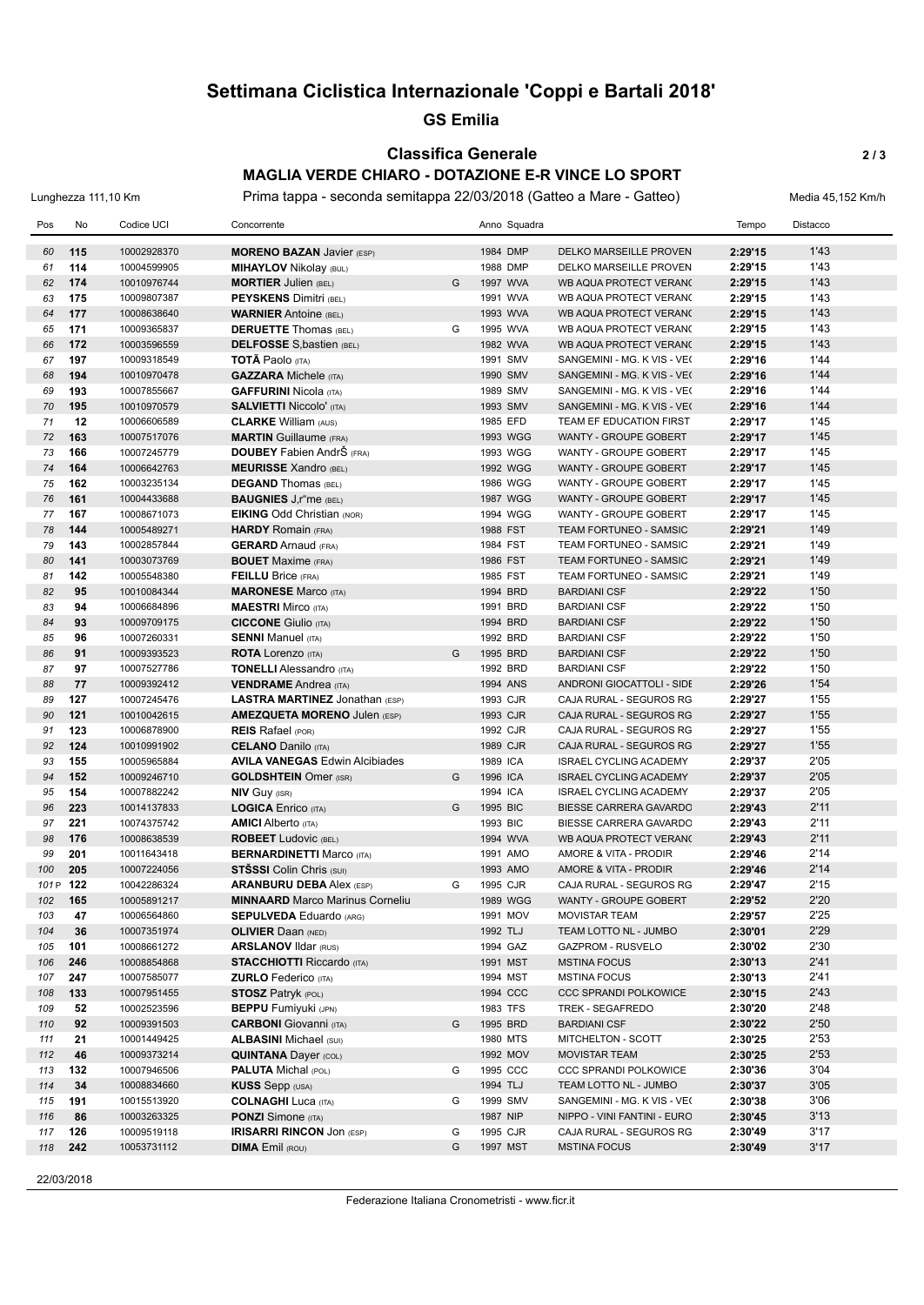# Settimana Ciclistica Internazionale 'Coppi e Bartali 2018'

## GS Emilia

### Classifica Generale

### MAGLIA VERDE CHIARO - DOTAZIONE E-R VINCE LO SPORT

Lunghezza 111,10 Km — Prima tappa - seconda semitappa 22/03/2018 (Gatteo a Mare - Gatteo) — Media 45,152 Km/h

| Pos | No | Codice UCI | Concorrente | | Anno | Squadra | | Tempo | Distacco |
|---|---|---|---|---|---|---|---|---|---|
| 60 | 115 | 10002928370 | **MORENO BAZAN** Javier (ESP) | | 1984 | DMP | DELKO MARSEILLE PROVEN | 2:29'15 | 1'43 |
| 61 | 114 | 10004599905 | **MIHAYLOV** Nikolay (BUL) | | 1988 | DMP | DELKO MARSEILLE PROVEN | 2:29'15 | 1'43 |
| 62 | 174 | 10010976744 | **MORTIER** Julien (BEL) | G | 1997 | WVA | WB AQUA PROTECT VERAN( | 2:29'15 | 1'43 |
| 63 | 175 | 10009807387 | **PEYSKENS** Dimitri (BEL) | | 1991 | WVA | WB AQUA PROTECT VERAN( | 2:29'15 | 1'43 |
| 64 | 177 | 10008638640 | **WARNIER** Antoine (BEL) | | 1993 | WVA | WB AQUA PROTECT VERAN( | 2:29'15 | 1'43 |
| 65 | 171 | 10009365837 | **DERUETTE** Thomas (BEL) | G | 1995 | WVA | WB AQUA PROTECT VERAN( | 2:29'15 | 1'43 |
| 66 | 172 | 10003596559 | **DELFOSSE** S,bastien (BEL) | | 1982 | WVA | WB AQUA PROTECT VERAN( | 2:29'15 | 1'43 |
| 67 | 197 | 10009318549 | **TOTÃ** Paolo (ITA) | | 1991 | SMV | SANGEMINI - MG. K VIS - VE( | 2:29'16 | 1'44 |
| 68 | 194 | 10010970478 | **GAZZARA** Michele (ITA) | | 1990 | SMV | SANGEMINI - MG. K VIS - VE( | 2:29'16 | 1'44 |
| 69 | 193 | 10007855667 | **GAFFURINI** Nicola (ITA) | | 1989 | SMV | SANGEMINI - MG. K VIS - VE( | 2:29'16 | 1'44 |
| 70 | 195 | 10010970579 | **SALVIETTI** Niccolo' (ITA) | | 1993 | SMV | SANGEMINI - MG. K VIS - VE( | 2:29'16 | 1'44 |
| 71 | 12 | 10006606589 | **CLARKE** William (AUS) | | 1985 | EFD | TEAM EF EDUCATION FIRST | 2:29'17 | 1'45 |
| 72 | 163 | 10007517076 | **MARTIN** Guillaume (FRA) | | 1993 | WGG | WANTY - GROUPE GOBERT | 2:29'17 | 1'45 |
| 73 | 166 | 10007245779 | **DOUBEY** Fabien AndrŠ (FRA) | | 1993 | WGG | WANTY - GROUPE GOBERT | 2:29'17 | 1'45 |
| 74 | 164 | 10006642763 | **MEURISSE** Xandro (BEL) | | 1992 | WGG | WANTY - GROUPE GOBERT | 2:29'17 | 1'45 |
| 75 | 162 | 10003235134 | **DEGAND** Thomas (BEL) | | 1986 | WGG | WANTY - GROUPE GOBERT | 2:29'17 | 1'45 |
| 76 | 161 | 10004433688 | **BAUGNIES** J,r"me (BEL) | | 1987 | WGG | WANTY - GROUPE GOBERT | 2:29'17 | 1'45 |
| 77 | 167 | 10008671073 | **EIKING** Odd Christian (NOR) | | 1994 | WGG | WANTY - GROUPE GOBERT | 2:29'17 | 1'45 |
| 78 | 144 | 10005489271 | **HARDY** Romain (FRA) | | 1988 | FST | TEAM FORTUNEO - SAMSIC | 2:29'21 | 1'49 |
| 79 | 143 | 10002857844 | **GERARD** Arnaud (FRA) | | 1984 | FST | TEAM FORTUNEO - SAMSIC | 2:29'21 | 1'49 |
| 80 | 141 | 10003073769 | **BOUET** Maxime (FRA) | | 1986 | FST | TEAM FORTUNEO - SAMSIC | 2:29'21 | 1'49 |
| 81 | 142 | 10005548380 | **FEILLU** Brice (FRA) | | 1985 | FST | TEAM FORTUNEO - SAMSIC | 2:29'21 | 1'49 |
| 82 | 95 | 10010084344 | **MARONESE** Marco (ITA) | | 1994 | BRD | BARDIANI CSF | 2:29'22 | 1'50 |
| 83 | 94 | 10006684896 | **MAESTRI** Mirco (ITA) | | 1991 | BRD | BARDIANI CSF | 2:29'22 | 1'50 |
| 84 | 93 | 10009709175 | **CICCONE** Giulio (ITA) | | 1994 | BRD | BARDIANI CSF | 2:29'22 | 1'50 |
| 85 | 96 | 10007260331 | **SENNI** Manuel (ITA) | | 1992 | BRD | BARDIANI CSF | 2:29'22 | 1'50 |
| 86 | 91 | 10009393523 | **ROTA** Lorenzo (ITA) | G | 1995 | BRD | BARDIANI CSF | 2:29'22 | 1'50 |
| 87 | 97 | 10007527786 | **TONELLI** Alessandro (ITA) | | 1992 | BRD | BARDIANI CSF | 2:29'22 | 1'50 |
| 88 | 77 | 10009392412 | **VENDRAME** Andrea (ITA) | | 1994 | ANS | ANDRONI GIOCATTOLI - SIDE | 2:29'26 | 1'54 |
| 89 | 127 | 10007245476 | **LASTRA MARTINEZ** Jonathan (ESP) | | 1993 | CJR | CAJA RURAL - SEGUROS RG | 2:29'27 | 1'55 |
| 90 | 121 | 10010042615 | **AMEZQUETA MORENO** Julen (ESP) | | 1993 | CJR | CAJA RURAL - SEGUROS RG | 2:29'27 | 1'55 |
| 91 | 123 | 10006878900 | **REIS** Rafael (POR) | | 1992 | CJR | CAJA RURAL - SEGUROS RG | 2:29'27 | 1'55 |
| 92 | 124 | 10010991902 | **CELANO** Danilo (ITA) | | 1989 | CJR | CAJA RURAL - SEGUROS RG | 2:29'27 | 1'55 |
| 93 | 155 | 10005965884 | **AVILA VANEGAS** Edwin Alcibiades | | 1989 | ICA | ISRAEL CYCLING ACADEMY | 2:29'37 | 2'05 |
| 94 | 152 | 10009246710 | **GOLDSHTEIN** Omer (ISR) | G | 1996 | ICA | ISRAEL CYCLING ACADEMY | 2:29'37 | 2'05 |
| 95 | 154 | 10007882242 | **NIV** Guy (ISR) | | 1994 | ICA | ISRAEL CYCLING ACADEMY | 2:29'37 | 2'05 |
| 96 | 223 | 10014137833 | **LOGICA** Enrico (ITA) | G | 1995 | BIC | BIESSE CARRERA GAVARDO | 2:29'43 | 2'11 |
| 97 | 221 | 10074375742 | **AMICI** Alberto (ITA) | | 1993 | BIC | BIESSE CARRERA GAVARDO | 2:29'43 | 2'11 |
| 98 | 176 | 10008638539 | **ROBEET** Ludovic (BEL) | | 1994 | WVA | WB AQUA PROTECT VERAN( | 2:29'43 | 2'11 |
| 99 | 201 | 10011643418 | **BERNARDINETTI** Marco (ITA) | | 1991 | AMO | AMORE & VITA - PRODIR | 2:29'46 | 2'14 |
| 100 | 205 | 10007224056 | **STŠSSI** Colin Chris (SUI) | | 1993 | AMO | AMORE & VITA - PRODIR | 2:29'46 | 2'14 |
| 101 P | 122 | 10042286324 | **ARANBURU DEBA** Alex (ESP) | G | 1995 | CJR | CAJA RURAL - SEGUROS RG | 2:29'47 | 2'15 |
| 102 | 165 | 10005891217 | **MINNAARD** Marco Marinus Corneliu | | 1989 | WGG | WANTY - GROUPE GOBERT | 2:29'52 | 2'20 |
| 103 | 47 | 10006564860 | **SEPULVEDA** Eduardo (ARG) | | 1991 | MOV | MOVISTAR TEAM | 2:29'57 | 2'25 |
| 104 | 36 | 10007351974 | **OLIVIER** Daan (NED) | | 1992 | TLJ | TEAM LOTTO NL - JUMBO | 2:30'01 | 2'29 |
| 105 | 101 | 10008661272 | **ARSLANOV** Ildar (RUS) | | 1994 | GAZ | GAZPROM - RUSVELO | 2:30'02 | 2'30 |
| 106 | 246 | 10008854868 | **STACCHIOTTI** Riccardo (ITA) | | 1991 | MST | MSTINA FOCUS | 2:30'13 | 2'41 |
| 107 | 247 | 10007585077 | **ZURLO** Federico (ITA) | | 1994 | MST | MSTINA FOCUS | 2:30'13 | 2'41 |
| 108 | 133 | 10007951455 | **STOSZ** Patryk (POL) | | 1994 | CCC | CCC SPRANDI POLKOWICE | 2:30'15 | 2'43 |
| 109 | 52 | 10002523596 | **BEPPU** Fumiyuki (JPN) | | 1983 | TFS | TREK - SEGAFREDO | 2:30'20 | 2'48 |
| 110 | 92 | 10009391503 | **CARBONI** Giovanni (ITA) | G | 1995 | BRD | BARDIANI CSF | 2:30'22 | 2'50 |
| 111 | 21 | 10001449425 | **ALBASINI** Michael (SUI) | | 1980 | MTS | MITCHELTON - SCOTT | 2:30'25 | 2'53 |
| 112 | 46 | 10009373214 | **QUINTANA** Dayer (COL) | | 1992 | MOV | MOVISTAR TEAM | 2:30'25 | 2'53 |
| 113 | 132 | 10007946506 | **PALUTA** Michal (POL) | G | 1995 | CCC | CCC SPRANDI POLKOWICE | 2:30'36 | 3'04 |
| 114 | 34 | 10008834660 | **KUSS** Sepp (USA) | | 1994 | TLJ | TEAM LOTTO NL - JUMBO | 2:30'37 | 3'05 |
| 115 | 191 | 10015513920 | **COLNAGHI** Luca (ITA) | G | 1999 | SMV | SANGEMINI - MG. K VIS - VE( | 2:30'38 | 3'06 |
| 116 | 86 | 10003263325 | **PONZI** Simone (ITA) | | 1987 | NIP | NIPPO - VINI FANTINI - EURO | 2:30'45 | 3'13 |
| 117 | 126 | 10009519118 | **IRISARRI RINCON** Jon (ESP) | G | 1995 | CJR | CAJA RURAL - SEGUROS RG | 2:30'49 | 3'17 |
| 118 | 242 | 10053731112 | **DIMA** Emil (ROU) | G | 1997 | MST | MSTINA FOCUS | 2:30'49 | 3'17 |

22/03/2018

Federazione Italiana Cronometristi - www.ficr.it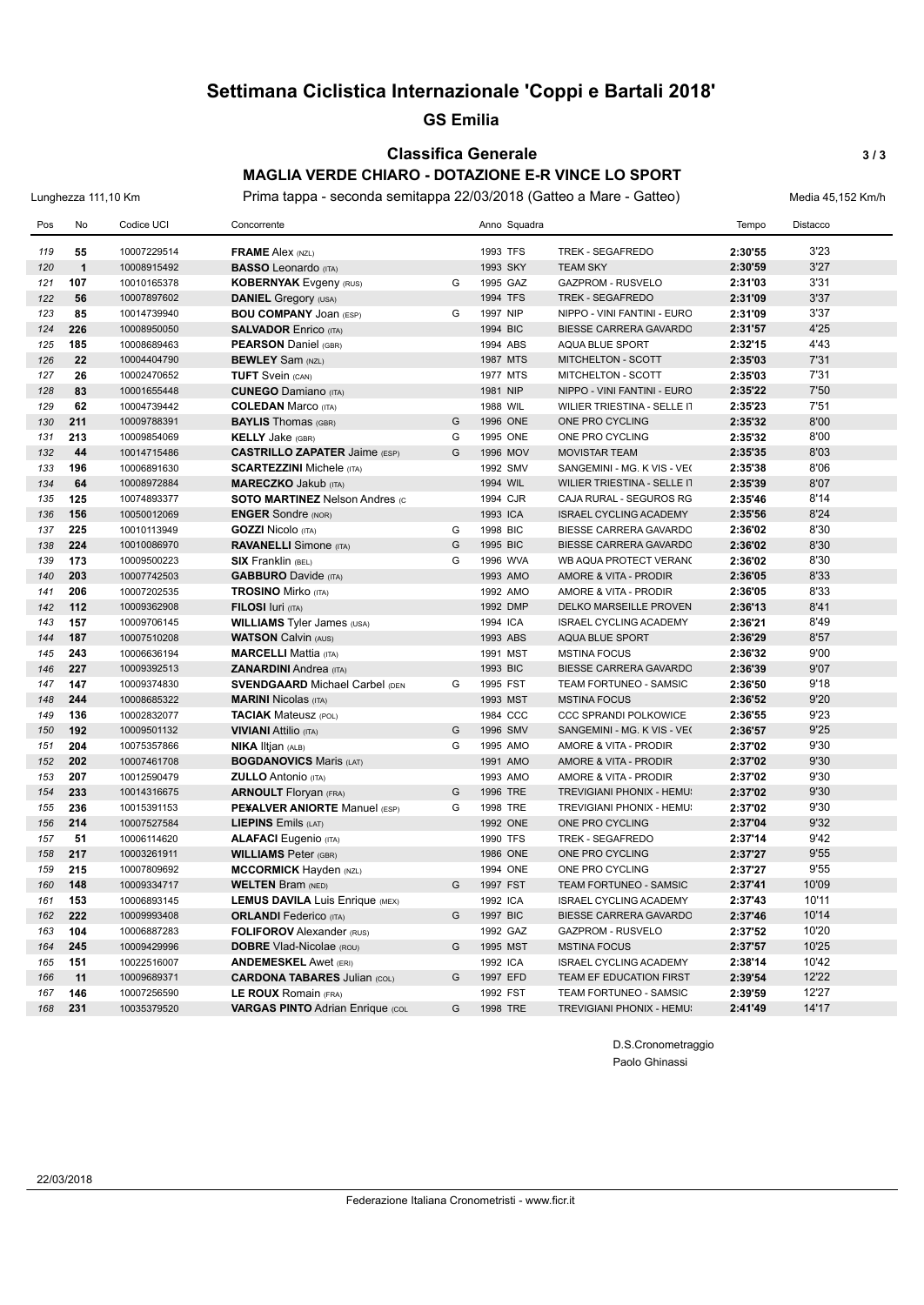# Settimana Ciclistica Internazionale 'Coppi e Bartali 2018'

## GS Emilia

### Classifica Generale

### MAGLIA VERDE CHIARO - DOTAZIONE E-R VINCE LO SPORT

Lunghezza 111,10 Km — Prima tappa - seconda semitappa 22/03/2018 (Gatteo a Mare - Gatteo) — Media 45,152 Km/h

| Pos | No | Codice UCI | Concorrente | | Anno | Squadra | | Tempo | Distacco |
|---|---|---|---|---|---|---|---|---|---|
| 119 | 55 | 10007229514 | **FRAME** Alex (NZL) | | 1993 | TFS | TREK - SEGAFREDO | **2:30'55** | 3'23 |
| 120 | 1 | 10008915492 | **BASSO** Leonardo (ITA) | | 1993 | SKY | TEAM SKY | **2:30'59** | 3'27 |
| 121 | 107 | 10010165378 | **KOBERNYAK** Evgeny (RUS) | G | 1995 | GAZ | GAZPROM - RUSVELO | **2:31'03** | 3'31 |
| 122 | 56 | 10007897602 | **DANIEL** Gregory (USA) | | 1994 | TFS | TREK - SEGAFREDO | **2:31'09** | 3'37 |
| 123 | 85 | 10014739940 | **BOU COMPANY** Joan (ESP) | G | 1997 | NIP | NIPPO - VINI FANTINI - EURO | **2:31'09** | 3'37 |
| 124 | 226 | 10008950050 | **SALVADOR** Enrico (ITA) | | 1994 | BIC | BIESSE CARRERA GAVARDO | **2:31'57** | 4'25 |
| 125 | 185 | 10008689463 | **PEARSON** Daniel (GBR) | | 1994 | ABS | AQUA BLUE SPORT | **2:32'15** | 4'43 |
| 126 | 22 | 10004404790 | **BEWLEY** Sam (NZL) | | 1987 | MTS | MITCHELTON - SCOTT | **2:35'03** | 7'31 |
| 127 | 26 | 10002470652 | **TUFT** Svein (CAN) | | 1977 | MTS | MITCHELTON - SCOTT | **2:35'03** | 7'31 |
| 128 | 83 | 10001655448 | **CUNEGO** Damiano (ITA) | | 1981 | NIP | NIPPO - VINI FANTINI - EURO | **2:35'22** | 7'50 |
| 129 | 62 | 10004739442 | **COLEDAN** Marco (ITA) | | 1988 | WIL | WILIER TRIESTINA - SELLE IT | **2:35'23** | 7'51 |
| 130 | 211 | 10009788391 | **BAYLIS** Thomas (GBR) | G | 1996 | ONE | ONE PRO CYCLING | **2:35'32** | 8'00 |
| 131 | 213 | 10009854069 | **KELLY** Jake (GBR) | G | 1995 | ONE | ONE PRO CYCLING | **2:35'32** | 8'00 |
| 132 | 44 | 10014715486 | **CASTRILLO ZAPATER** Jaime (ESP) | G | 1996 | MOV | MOVISTAR TEAM | **2:35'35** | 8'03 |
| 133 | 196 | 10006891630 | **SCARTEZZINI** Michele (ITA) | | 1992 | SMV | SANGEMINI - MG. K VIS - VE( | **2:35'38** | 8'06 |
| 134 | 64 | 10008972884 | **MARECZKO** Jakub (ITA) | | 1994 | WIL | WILIER TRIESTINA - SELLE IT | **2:35'39** | 8'07 |
| 135 | 125 | 10074893377 | **SOTO MARTINEZ** Nelson Andres (C | | 1994 | CJR | CAJA RURAL - SEGUROS RG | **2:35'46** | 8'14 |
| 136 | 156 | 10050012069 | **ENGER** Sondre (NOR) | | 1993 | ICA | ISRAEL CYCLING ACADEMY | **2:35'56** | 8'24 |
| 137 | 225 | 10010113949 | **GOZZI** Nicolo (ITA) | G | 1998 | BIC | BIESSE CARRERA GAVARDO | **2:36'02** | 8'30 |
| 138 | 224 | 10010086970 | **RAVANELLI** Simone (ITA) | G | 1995 | BIC | BIESSE CARRERA GAVARDO | **2:36'02** | 8'30 |
| 139 | 173 | 10009500223 | **SIX** Franklin (BEL) | G | 1996 | WVA | WB AQUA PROTECT VERAN( | **2:36'02** | 8'30 |
| 140 | 203 | 10007742503 | **GABBURO** Davide (ITA) | | 1993 | AMO | AMORE & VITA - PRODIR | **2:36'05** | 8'33 |
| 141 | 206 | 10007202535 | **TROSINO** Mirko (ITA) | | 1992 | AMO | AMORE & VITA - PRODIR | **2:36'05** | 8'33 |
| 142 | 112 | 10009362908 | **FILOSI** Iuri (ITA) | | 1992 | DMP | DELKO MARSEILLE PROVEN | **2:36'13** | 8'41 |
| 143 | 157 | 10009706145 | **WILLIAMS** Tyler James (USA) | | 1994 | ICA | ISRAEL CYCLING ACADEMY | **2:36'21** | 8'49 |
| 144 | 187 | 10007510208 | **WATSON** Calvin (AUS) | | 1993 | ABS | AQUA BLUE SPORT | **2:36'29** | 8'57 |
| 145 | 243 | 10006636194 | **MARCELLI** Mattia (ITA) | | 1991 | MST | MSTINA FOCUS | **2:36'32** | 9'00 |
| 146 | 227 | 10009392513 | **ZANARDINI** Andrea (ITA) | | 1993 | BIC | BIESSE CARRERA GAVARDO | **2:36'39** | 9'07 |
| 147 | 147 | 10009374830 | **SVENDGAARD** Michael Carbel (DEN | G | 1995 | FST | TEAM FORTUNEO - SAMSIC | **2:36'50** | 9'18 |
| 148 | 244 | 10008685322 | **MARINI** Nicolas (ITA) | | 1993 | MST | MSTINA FOCUS | **2:36'52** | 9'20 |
| 149 | 136 | 10002832077 | **TACIAK** Mateusz (POL) | | 1984 | CCC | CCC SPRANDI POLKOWICE | **2:36'55** | 9'23 |
| 150 | 192 | 10009501132 | **VIVIANI** Attilio (ITA) | G | 1996 | SMV | SANGEMINI - MG. K VIS - VE( | **2:36'57** | 9'25 |
| 151 | 204 | 10075357866 | **NIKA** Iltjan (ALB) | G | 1995 | AMO | AMORE & VITA - PRODIR | **2:37'02** | 9'30 |
| 152 | 202 | 10007461708 | **BOGDANOVICS** Maris (LAT) | | 1991 | AMO | AMORE & VITA - PRODIR | **2:37'02** | 9'30 |
| 153 | 207 | 10012590479 | **ZULLO** Antonio (ITA) | | 1993 | AMO | AMORE & VITA - PRODIR | **2:37'02** | 9'30 |
| 154 | 233 | 10014316675 | **ARNOULT** Floryan (FRA) | G | 1996 | TRE | TREVIGIANI PHONIX - HEMU: | **2:37'02** | 9'30 |
| 155 | 236 | 10015391153 | **PE¥ALVER ANIORTE** Manuel (ESP) | G | 1998 | TRE | TREVIGIANI PHONIX - HEMU: | **2:37'02** | 9'30 |
| 156 | 214 | 10007527584 | **LIEPINS** Emils (LAT) | | 1992 | ONE | ONE PRO CYCLING | **2:37'04** | 9'32 |
| 157 | 51 | 10006114620 | **ALAFACI** Eugenio (ITA) | | 1990 | TFS | TREK - SEGAFREDO | **2:37'14** | 9'42 |
| 158 | 217 | 10003261911 | **WILLIAMS** Peter (GBR) | | 1986 | ONE | ONE PRO CYCLING | **2:37'27** | 9'55 |
| 159 | 215 | 10007809692 | **MCCORMICK** Hayden (NZL) | | 1994 | ONE | ONE PRO CYCLING | **2:37'27** | 9'55 |
| 160 | 148 | 10009334717 | **WELTEN** Bram (NED) | G | 1997 | FST | TEAM FORTUNEO - SAMSIC | **2:37'41** | 10'09 |
| 161 | 153 | 10006893145 | **LEMUS DAVILA** Luis Enrique (MEX) | | 1992 | ICA | ISRAEL CYCLING ACADEMY | **2:37'43** | 10'11 |
| 162 | 222 | 10009993408 | **ORLANDI** Federico (ITA) | G | 1997 | BIC | BIESSE CARRERA GAVARDO | **2:37'46** | 10'14 |
| 163 | 104 | 10006887283 | **FOLIFOROV** Alexander (RUS) | | 1992 | GAZ | GAZPROM - RUSVELO | **2:37'52** | 10'20 |
| 164 | 245 | 10009429996 | **DOBRE** Vlad-Nicolae (ROU) | G | 1995 | MST | MSTINA FOCUS | **2:37'57** | 10'25 |
| 165 | 151 | 10022516007 | **ANDEMESKEL** Awet (ERI) | | 1992 | ICA | ISRAEL CYCLING ACADEMY | **2:38'14** | 10'42 |
| 166 | 11 | 10009689371 | **CARDONA TABARES** Julian (COL) | G | 1997 | EFD | TEAM EF EDUCATION FIRST | **2:39'54** | 12'22 |
| 167 | 146 | 10007256590 | **LE ROUX** Romain (FRA) | | 1992 | FST | TEAM FORTUNEO - SAMSIC | **2:39'59** | 12'27 |
| 168 | 231 | 10035379520 | **VARGAS PINTO** Adrian Enrique (COL | G | 1998 | TRE | TREVIGIANI PHONIX - HEMU: | **2:41'49** | 14'17 |

D.S.Cronometraggio
Paolo Ghinassi

22/03/2018

Federazione Italiana Cronometristi - www.ficr.it